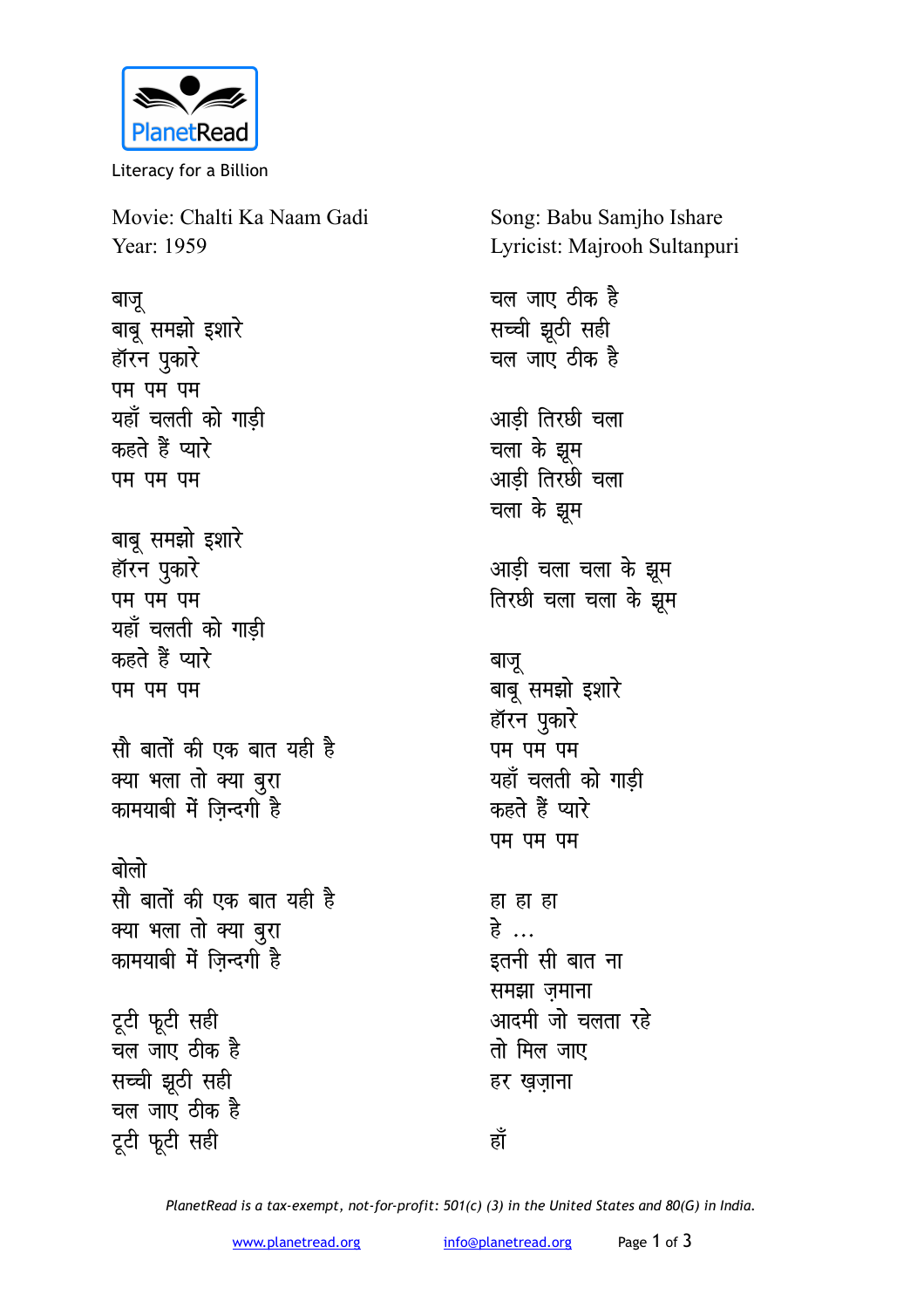PlanetRead

Literacy for a Billion

Movie: Chalti Ka Naam Gadi
Year: 1959

Song: Babu Samjho Ishare
Lyricist: Majrooh Sultanpuri

बाजू
बाबू समझो इशारे
हॉरन पुकारे
पम पम पम
यहाँ चलती को गाड़ी
कहते हैं प्यारे
पम पम पम

बाबू समझो इशारे
हॉरन पुकारे
पम पम पम
यहाँ चलती को गाड़ी
कहते हैं प्यारे
पम पम पम

सौ बातों की एक बात यही है
क्या भला तो क्या बुरा
कामयाबी में ज़िन्दगी है

बोलो
सौ बातों की एक बात यही है
क्या भला तो क्या बुरा
कामयाबी में ज़िन्दगी है

टूटी फूटी सही
चल जाए ठीक है
सच्ची झूठी सही
चल जाए ठीक है
टूटी फूटी सही
चल जाए ठीक है
सच्ची झूठी सही
चल जाए ठीक है

आड़ी तिरछी चला
चला के झूम
आड़ी तिरछी चला
चला के झूम

आड़ी चला चला के झूम
तिरछी चला चला के झूम

बाजू
बाबू समझो इशारे
हॉरन पुकारे
पम पम पम
यहाँ चलती को गाड़ी
कहते हैं प्यारे
पम पम पम

हा हा हा
हे ...
इतनी सी बात ना
समझा ज़माना
आदमी जो चलता रहे
तो मिल जाए
हर ख़ज़ाना

हाँ

*PlanetRead is a tax-exempt, not-for-profit: 501(c) (3) in the United States and 80(G) in India.*

www.planetread.org info@planetread.org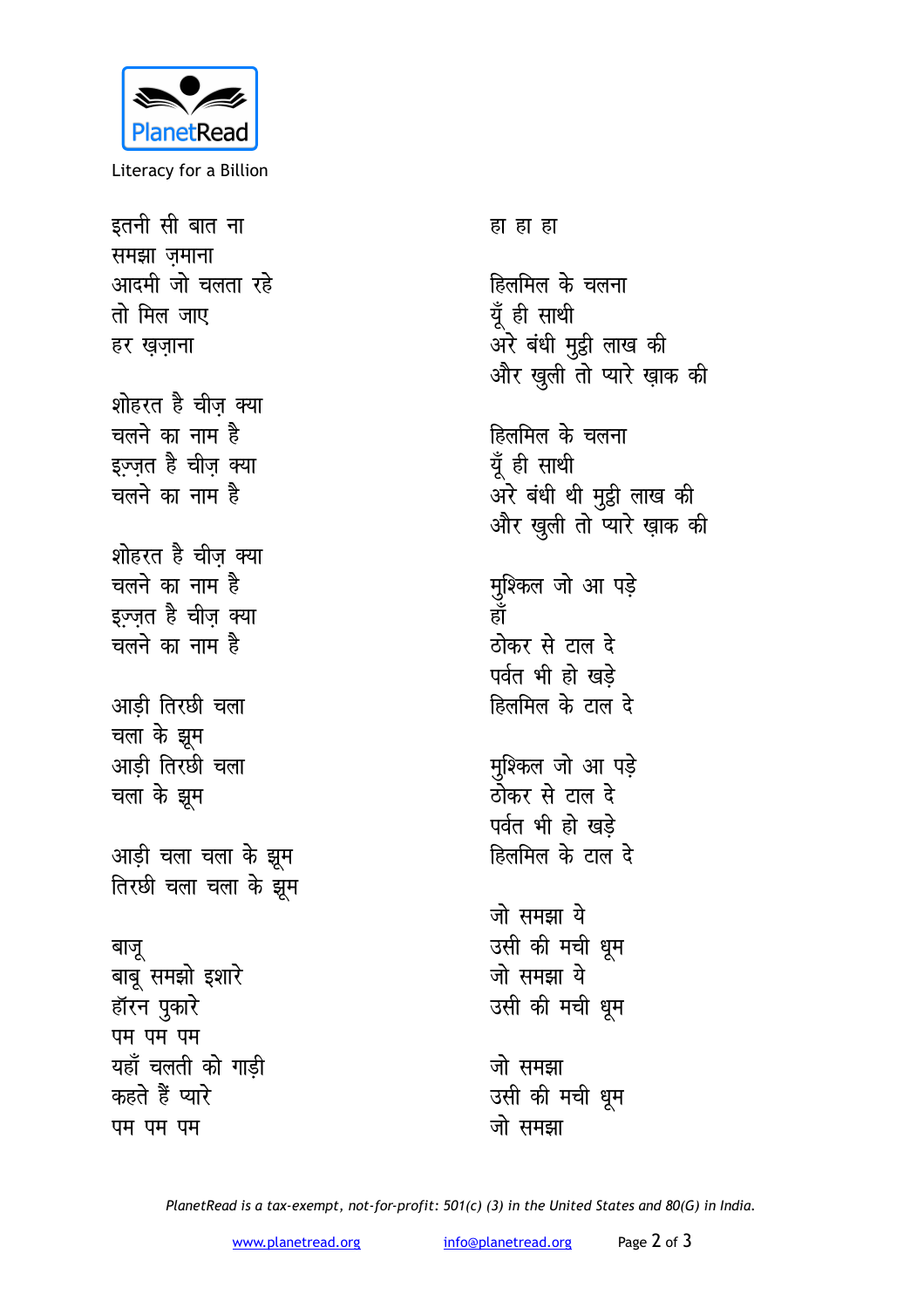इतनी सी बात ना
समझा ज़माना
आदमी जो चलता रहे
तो मिल जाए
हर ख़ज़ाना

शोहरत है चीज़ क्या
चलने का नाम है
इज़्ज़त है चीज़ क्या
चलने का नाम है

शोहरत है चीज़ क्या
चलने का नाम है
इज़्ज़त है चीज़ क्या
चलने का नाम है

आड़ी तिरछी चला
चला के झूम
आड़ी तिरछी चला
चला के झूम

आड़ी चला चला के झूम
तिरछी चला चला के झूम

बाजू
बाबू समझो इशारे
हॉरन पुकारे
पम पम पम
यहाँ चलती को गाड़ी
कहते हैं प्यारे
पम पम पम

हा हा हा

हिलमिल के चलना
यूँ ही साथी
अरे बंधी मुट्ठी लाख की
और खुली तो प्यारे ख़ाक की

हिलमिल के चलना
यूँ ही साथी
अरे बंधी थी मुट्ठी लाख की
और खुली तो प्यारे ख़ाक की

मुश्किल जो आ पड़े
हाँ
ठोकर से टाल दे
पर्वत भी हो खड़े
हिलमिल के टाल दे

मुश्किल जो आ पड़े
ठोकर से टाल दे
पर्वत भी हो खड़े
हिलमिल के टाल दे

जो समझा ये
उसी की मची धूम
जो समझा ये
उसी की मची धूम

जो समझा
उसी की मची धूम
जो समझा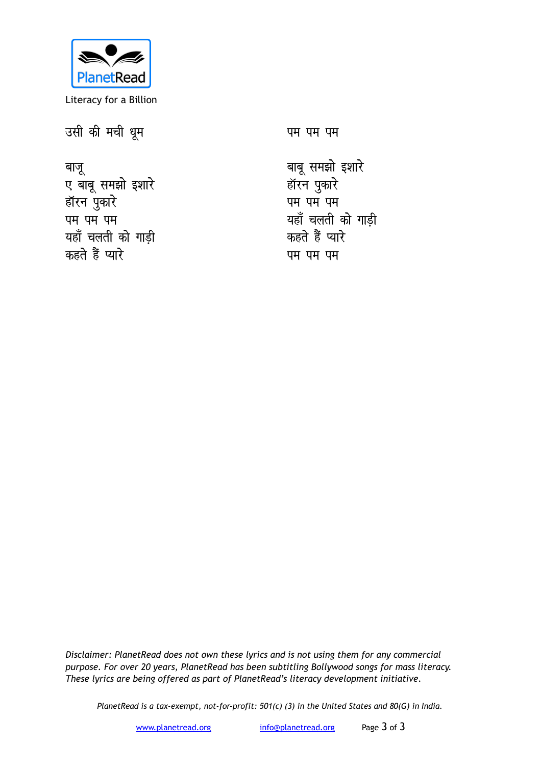उसी की मची धूम

बाजू
ए बाबू समझो इशारे
हॉरन पुकारे
पम पम पम
यहाँ चलती को गाड़ी
कहते हैं प्यारे

पम पम पम

बाबू समझो इशारे
हॉरन पुकारे
पम पम पम
यहाँ चलती को गाड़ी
कहते हैं प्यारे
पम पम पम

*Disclaimer: PlanetRead does not own these lyrics and is not using them for any commercial purpose. For over 20 years, PlanetRead has been subtitling Bollywood songs for mass literacy. These lyrics are being offered as part of PlanetRead's literacy development initiative.*

*PlanetRead is a tax-exempt, not-for-profit: 501(c) (3) in the United States and 80(G) in India.*

www.planetread.org    info@planetread.org